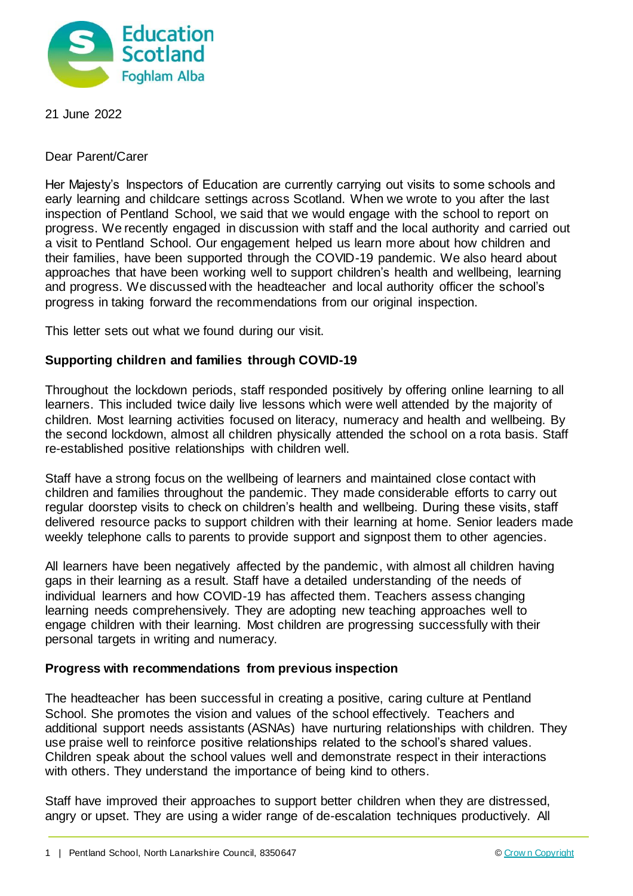21 June 2022

Dear Parent/Carer

Her Majesty's Inspectors of Education are currently carrying out visits to some schools and early learning and childcare settings across Scotland. When we wrote to you after the last inspection of Pentland School, we said that we would engage with the school to report on progress. We recently engaged in discussion with staff and the local authority and carried out a visit to Pentland School. Our engagement helped us learn more about how children and their families, have been supported through the COVID-19 pandemic. We also heard about approaches that have been working well to support children's health and wellbeing, learning and progress. We discussed with the headteacher and local authority officer the school's progress in taking forward the recommendations from our original inspection.

This letter sets out what we found during our visit.

**Supporting children and families through COVID-19**

Throughout the lockdown periods, staff responded positively by offering online learning to all learners. This included twice daily live lessons which were well attended by the majority of children. Most learning activities focused on literacy, numeracy and health and wellbeing. By the second lockdown, almost all children physically attended the school on a rota basis. Staff re-established positive relationships with children well.

Staff have a strong focus on the wellbeing of learners and maintained close contact with children and families throughout the pandemic. They made considerable efforts to carry out regular doorstep visits to check on children's health and wellbeing. During these visits, staff delivered resource packs to support children with their learning at home. Senior leaders made weekly telephone calls to parents to provide support and signpost them to other agencies.

All learners have been negatively affected by the pandemic, with almost all children having gaps in their learning as a result. Staff have a detailed understanding of the needs of individual learners and how COVID-19 has affected them. Teachers assess changing learning needs comprehensively. They are adopting new teaching approaches well to engage children with their learning. Most children are progressing successfully with their personal targets in writing and numeracy.

**Progress with recommendations from previous inspection**

The headteacher has been successful in creating a positive, caring culture at Pentland School. She promotes the vision and values of the school effectively. Teachers and additional support needs assistants (ASNAs) have nurturing relationships with children. They use praise well to reinforce positive relationships related to the school's shared values. Children speak about the school values well and demonstrate respect in their interactions with others. They understand the importance of being kind to others.

Staff have improved their approaches to support better children when they are distressed, angry or upset. They are using a wider range of de-escalation techniques productively. All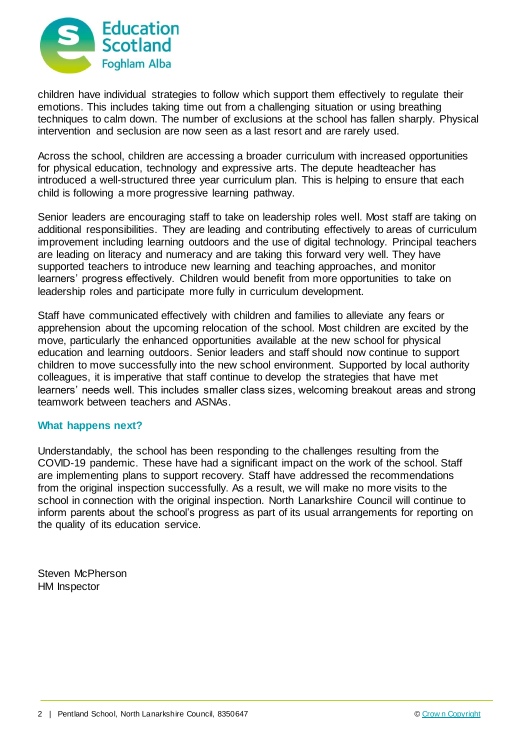children have individual strategies to follow which support them effectively to regulate their emotions. This includes taking time out from a challenging situation or using breathing techniques to calm down. The number of exclusions at the school has fallen sharply. Physical intervention and seclusion are now seen as a last resort and are rarely used.

Across the school, children are accessing a broader curriculum with increased opportunities for physical education, technology and expressive arts. The depute headteacher has introduced a well-structured three year curriculum plan. This is helping to ensure that each child is following a more progressive learning pathway.

Senior leaders are encouraging staff to take on leadership roles well. Most staff are taking on additional responsibilities. They are leading and contributing effectively to areas of curriculum improvement including learning outdoors and the use of digital technology. Principal teachers are leading on literacy and numeracy and are taking this forward very well. They have supported teachers to introduce new learning and teaching approaches, and monitor learners' progress effectively. Children would benefit from more opportunities to take on leadership roles and participate more fully in curriculum development.

Staff have communicated effectively with children and families to alleviate any fears or apprehension about the upcoming relocation of the school. Most children are excited by the move, particularly the enhanced opportunities available at the new school for physical education and learning outdoors. Senior leaders and staff should now continue to support children to move successfully into the new school environment. Supported by local authority colleagues, it is imperative that staff continue to develop the strategies that have met learners' needs well. This includes smaller class sizes, welcoming breakout areas and strong teamwork between teachers and ASNAs.

## What happens next?

Understandably, the school has been responding to the challenges resulting from the COVID-19 pandemic. These have had a significant impact on the work of the school. Staff are implementing plans to support recovery. Staff have addressed the recommendations from the original inspection successfully. As a result, we will make no more visits to the school in connection with the original inspection. North Lanarkshire Council will continue to inform parents about the school's progress as part of its usual arrangements for reporting on the quality of its education service.

Steven McPherson
HM Inspector